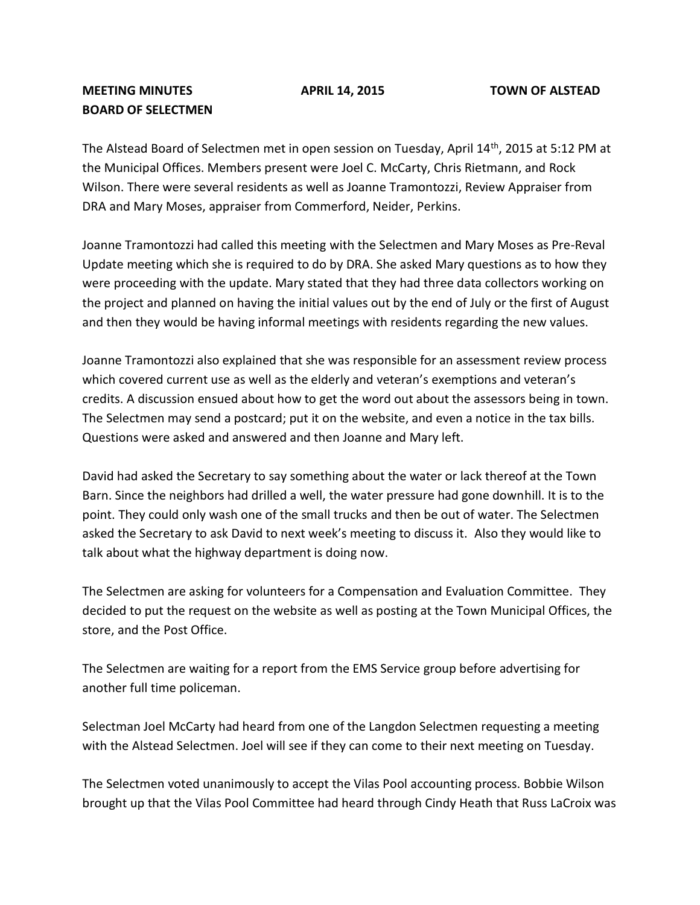**MEETING MINUTES** **APRIL 14, 2015** **TOWN OF ALSTEAD**
**BOARD OF SELECTMEN**

The Alstead Board of Selectmen met in open session on Tuesday, April 14th, 2015 at 5:12 PM at the Municipal Offices. Members present were Joel C. McCarty, Chris Rietmann, and Rock Wilson. There were several residents as well as Joanne Tramontozzi, Review Appraiser from DRA and Mary Moses, appraiser from Commerford, Neider, Perkins.

Joanne Tramontozzi had called this meeting with the Selectmen and Mary Moses as Pre-Reval Update meeting which she is required to do by DRA. She asked Mary questions as to how they were proceeding with the update. Mary stated that they had three data collectors working on the project and planned on having the initial values out by the end of July or the first of August and then they would be having informal meetings with residents regarding the new values.

Joanne Tramontozzi also explained that she was responsible for an assessment review process which covered current use as well as the elderly and veteran's exemptions and veteran's credits. A discussion ensued about how to get the word out about the assessors being in town. The Selectmen may send a postcard; put it on the website, and even a notice in the tax bills. Questions were asked and answered and then Joanne and Mary left.

David had asked the Secretary to say something about the water or lack thereof at the Town Barn. Since the neighbors had drilled a well, the water pressure had gone downhill. It is to the point. They could only wash one of the small trucks and then be out of water. The Selectmen asked the Secretary to ask David to next week's meeting to discuss it. Also they would like to talk about what the highway department is doing now.

The Selectmen are asking for volunteers for a Compensation and Evaluation Committee. They decided to put the request on the website as well as posting at the Town Municipal Offices, the store, and the Post Office.

The Selectmen are waiting for a report from the EMS Service group before advertising for another full time policeman.

Selectman Joel McCarty had heard from one of the Langdon Selectmen requesting a meeting with the Alstead Selectmen. Joel will see if they can come to their next meeting on Tuesday.

The Selectmen voted unanimously to accept the Vilas Pool accounting process. Bobbie Wilson brought up that the Vilas Pool Committee had heard through Cindy Heath that Russ LaCroix was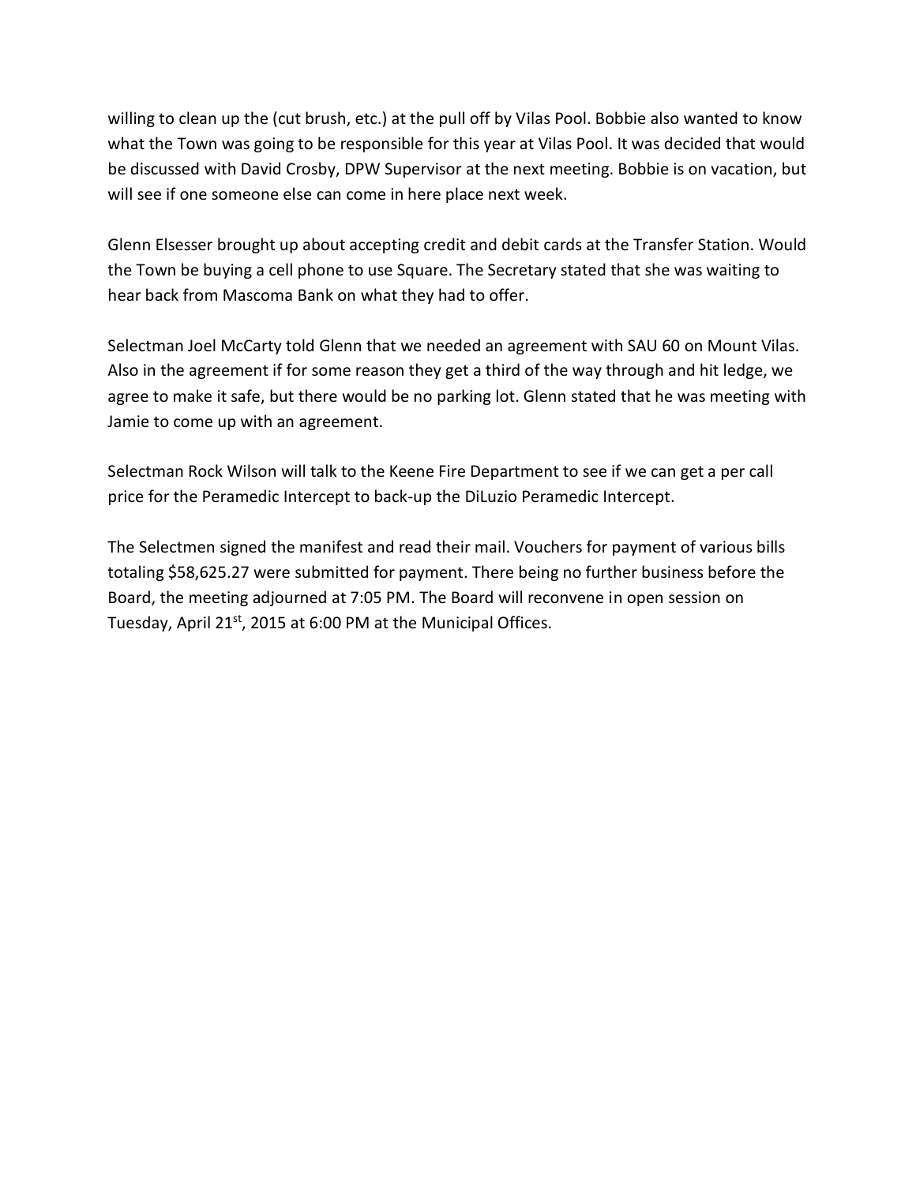willing to clean up the (cut brush, etc.) at the pull off by Vilas Pool. Bobbie also wanted to know what the Town was going to be responsible for this year at Vilas Pool. It was decided that would be discussed with David Crosby, DPW Supervisor at the next meeting. Bobbie is on vacation, but will see if one someone else can come in here place next week.

Glenn Elsesser brought up about accepting credit and debit cards at the Transfer Station. Would the Town be buying a cell phone to use Square. The Secretary stated that she was waiting to hear back from Mascoma Bank on what they had to offer.

Selectman Joel McCarty told Glenn that we needed an agreement with SAU 60 on Mount Vilas. Also in the agreement if for some reason they get a third of the way through and hit ledge, we agree to make it safe, but there would be no parking lot. Glenn stated that he was meeting with Jamie to come up with an agreement.

Selectman Rock Wilson will talk to the Keene Fire Department to see if we can get a per call price for the Peramedic Intercept to back-up the DiLuzio Peramedic Intercept.

The Selectmen signed the manifest and read their mail. Vouchers for payment of various bills totaling $58,625.27 were submitted for payment. There being no further business before the Board, the meeting adjourned at 7:05 PM. The Board will reconvene in open session on Tuesday, April 21st, 2015 at 6:00 PM at the Municipal Offices.